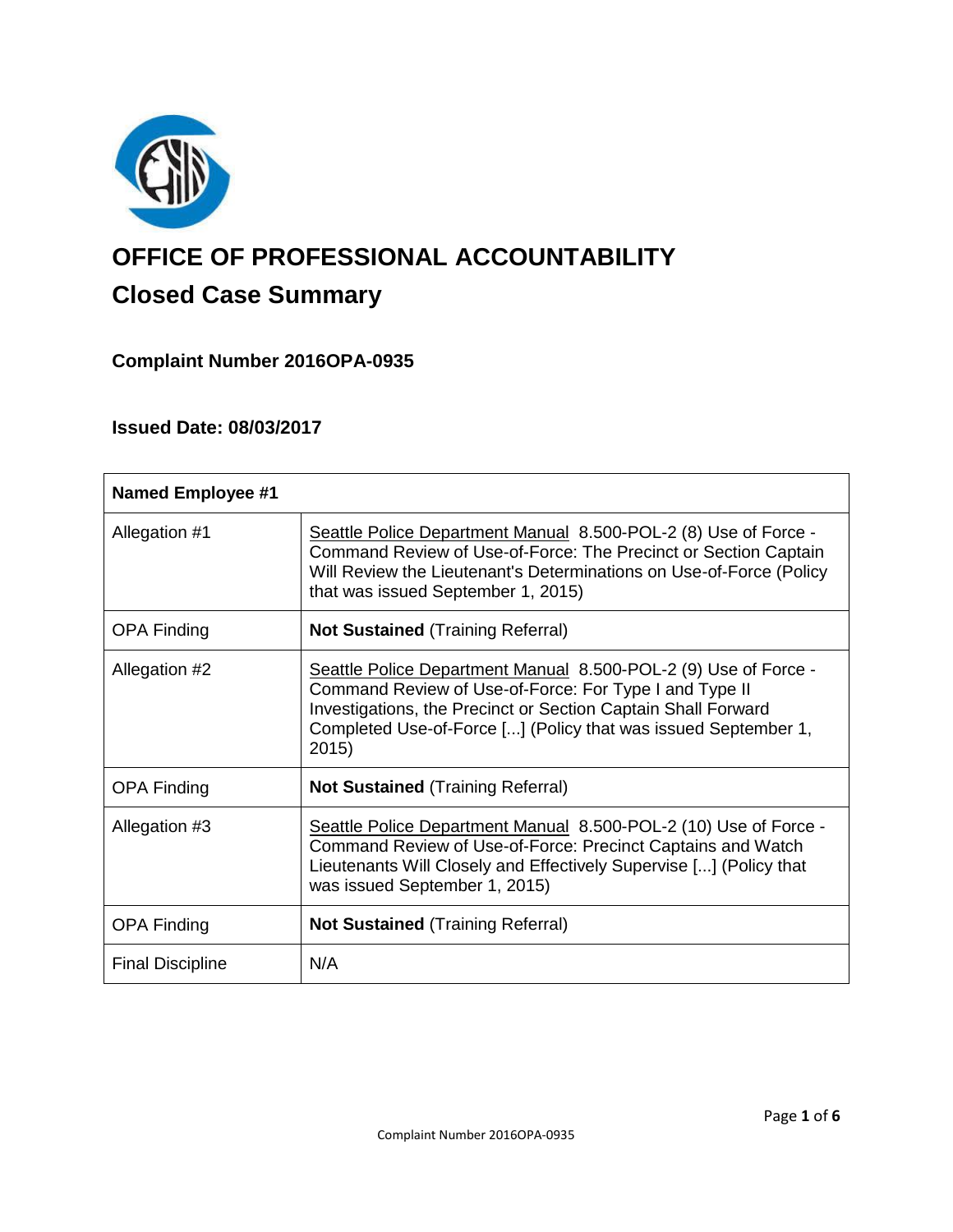# OFFICE OF PROFESSIONAL ACCOUNTABILITY

## Closed Case Summary

### Complaint Number 2016OPA-0935

### Issued Date: 08/03/2017

| Named Employee #1 | |
| --- | --- |
| Allegation #1 | Seattle Police Department Manual 8.500-POL-2 (8) Use of Force - Command Review of Use-of-Force: The Precinct or Section Captain Will Review the Lieutenant's Determinations on Use-of-Force (Policy that was issued September 1, 2015) |
| OPA Finding | **Not Sustained** (Training Referral) |
| Allegation #2 | Seattle Police Department Manual 8.500-POL-2 (9) Use of Force - Command Review of Use-of-Force: For Type I and Type II Investigations, the Precinct or Section Captain Shall Forward Completed Use-of-Force [...] (Policy that was issued September 1, 2015) |
| OPA Finding | **Not Sustained** (Training Referral) |
| Allegation #3 | Seattle Police Department Manual 8.500-POL-2 (10) Use of Force - Command Review of Use-of-Force: Precinct Captains and Watch Lieutenants Will Closely and Effectively Supervise [...] (Policy that was issued September 1, 2015) |
| OPA Finding | **Not Sustained** (Training Referral) |
| Final Discipline | N/A |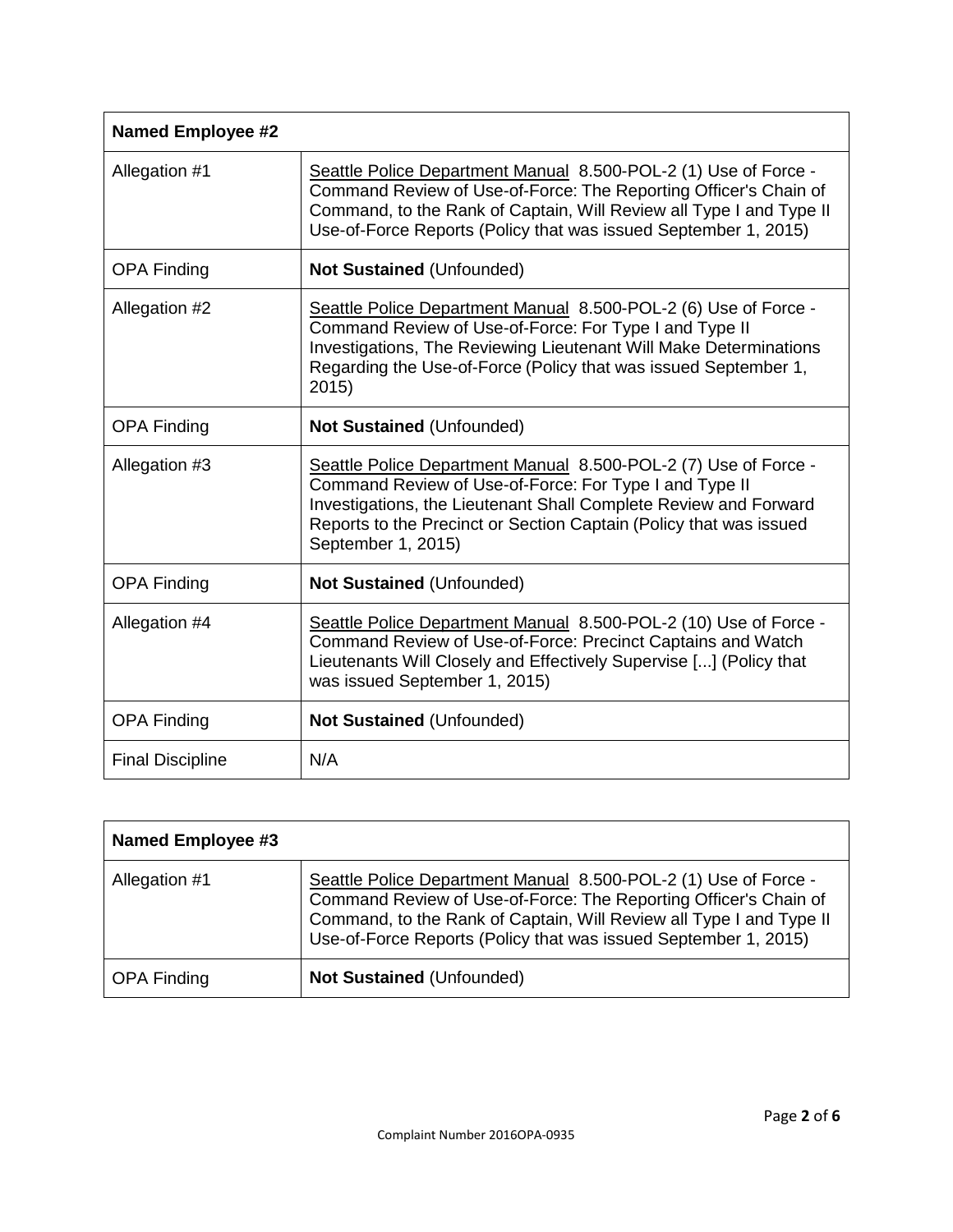| Named Employee #2 | |
|---|---|
| Allegation #1 | Seattle Police Department Manual 8.500-POL-2 (1) Use of Force - Command Review of Use-of-Force: The Reporting Officer's Chain of Command, to the Rank of Captain, Will Review all Type I and Type II Use-of-Force Reports (Policy that was issued September 1, 2015) |
| OPA Finding | **Not Sustained** (Unfounded) |
| Allegation #2 | Seattle Police Department Manual 8.500-POL-2 (6) Use of Force - Command Review of Use-of-Force: For Type I and Type II Investigations, The Reviewing Lieutenant Will Make Determinations Regarding the Use-of-Force (Policy that was issued September 1, 2015) |
| OPA Finding | **Not Sustained** (Unfounded) |
| Allegation #3 | Seattle Police Department Manual 8.500-POL-2 (7) Use of Force - Command Review of Use-of-Force: For Type I and Type II Investigations, the Lieutenant Shall Complete Review and Forward Reports to the Precinct or Section Captain (Policy that was issued September 1, 2015) |
| OPA Finding | **Not Sustained** (Unfounded) |
| Allegation #4 | Seattle Police Department Manual 8.500-POL-2 (10) Use of Force - Command Review of Use-of-Force: Precinct Captains and Watch Lieutenants Will Closely and Effectively Supervise [...] (Policy that was issued September 1, 2015) |
| OPA Finding | **Not Sustained** (Unfounded) |
| Final Discipline | N/A |

| Named Employee #3 | |
|---|---|
| Allegation #1 | Seattle Police Department Manual 8.500-POL-2 (1) Use of Force - Command Review of Use-of-Force: The Reporting Officer's Chain of Command, to the Rank of Captain, Will Review all Type I and Type II Use-of-Force Reports (Policy that was issued September 1, 2015) |
| OPA Finding | **Not Sustained** (Unfounded) |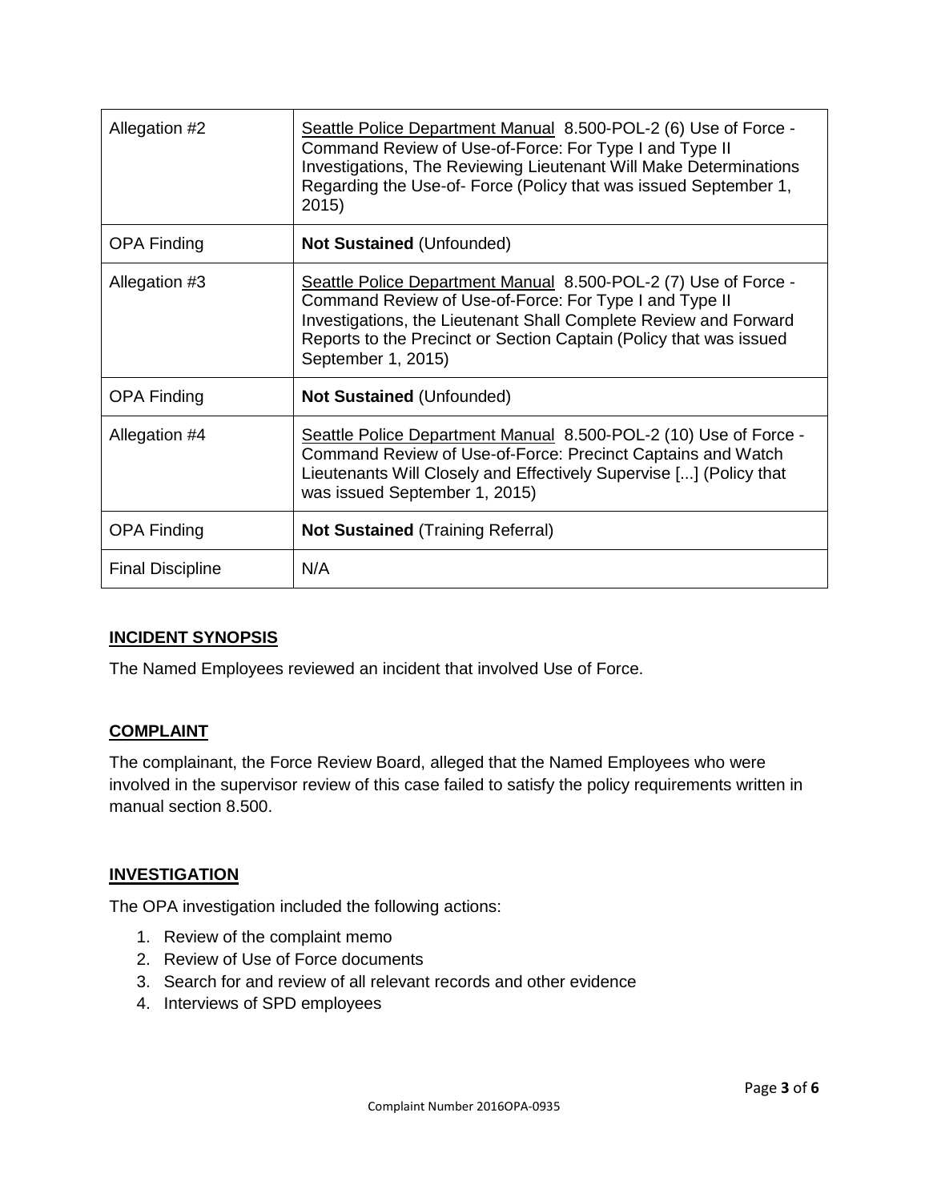| | |
|---|---|
| Allegation #2 | Seattle Police Department Manual 8.500-POL-2 (6) Use of Force - Command Review of Use-of-Force: For Type I and Type II Investigations, The Reviewing Lieutenant Will Make Determinations Regarding the Use-of- Force (Policy that was issued September 1, 2015) |
| OPA Finding | **Not Sustained** (Unfounded) |
| Allegation #3 | Seattle Police Department Manual 8.500-POL-2 (7) Use of Force - Command Review of Use-of-Force: For Type I and Type II Investigations, the Lieutenant Shall Complete Review and Forward Reports to the Precinct or Section Captain (Policy that was issued September 1, 2015) |
| OPA Finding | **Not Sustained** (Unfounded) |
| Allegation #4 | Seattle Police Department Manual 8.500-POL-2 (10) Use of Force - Command Review of Use-of-Force: Precinct Captains and Watch Lieutenants Will Closely and Effectively Supervise [...] (Policy that was issued September 1, 2015) |
| OPA Finding | **Not Sustained** (Training Referral) |
| Final Discipline | N/A |

## INCIDENT SYNOPSIS

The Named Employees reviewed an incident that involved Use of Force.

## COMPLAINT

The complainant, the Force Review Board, alleged that the Named Employees who were involved in the supervisor review of this case failed to satisfy the policy requirements written in manual section 8.500.

## INVESTIGATION

The OPA investigation included the following actions:

1. Review of the complaint memo
2. Review of Use of Force documents
3. Search for and review of all relevant records and other evidence
4. Interviews of SPD employees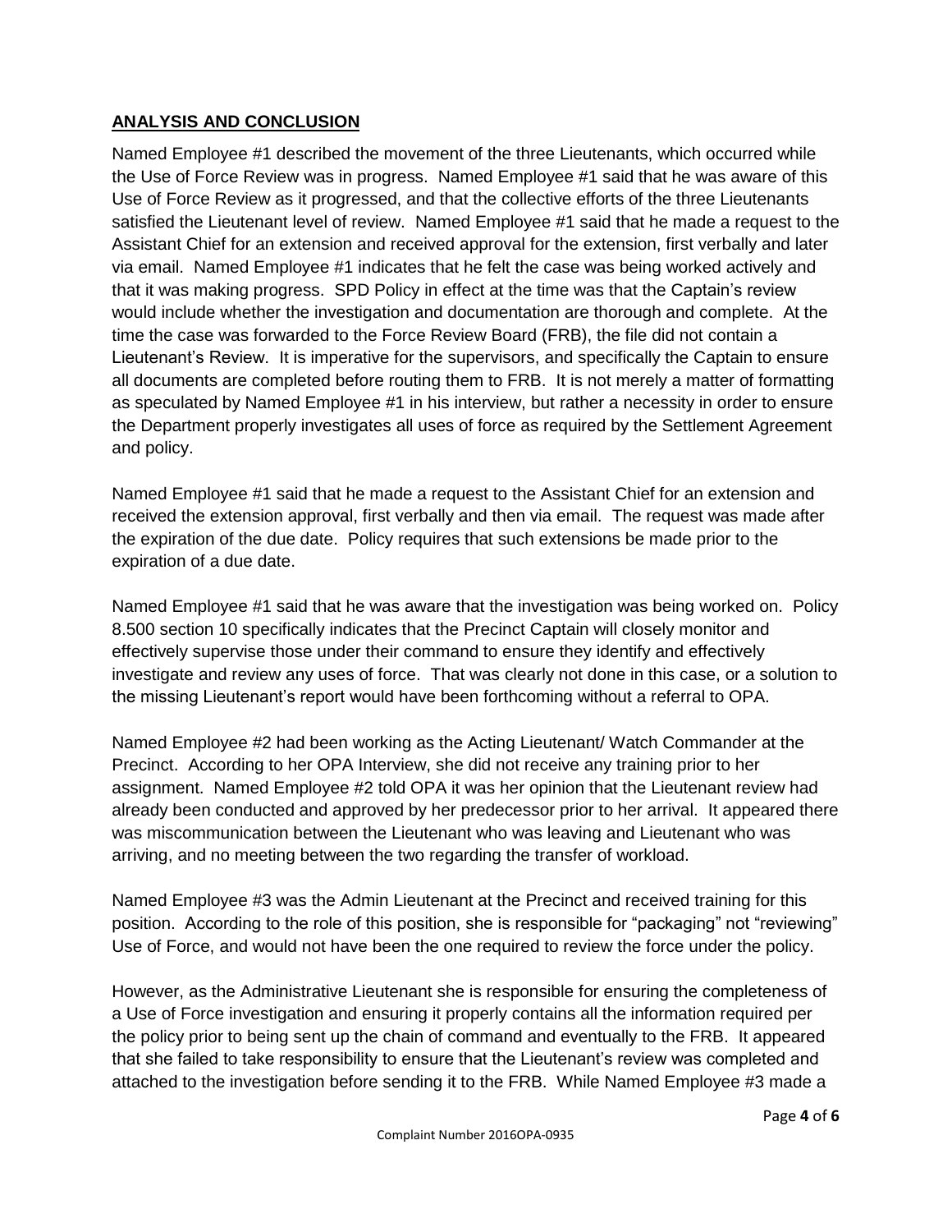## ANALYSIS AND CONCLUSION

Named Employee #1 described the movement of the three Lieutenants, which occurred while the Use of Force Review was in progress. Named Employee #1 said that he was aware of this Use of Force Review as it progressed, and that the collective efforts of the three Lieutenants satisfied the Lieutenant level of review. Named Employee #1 said that he made a request to the Assistant Chief for an extension and received approval for the extension, first verbally and later via email. Named Employee #1 indicates that he felt the case was being worked actively and that it was making progress. SPD Policy in effect at the time was that the Captain's review would include whether the investigation and documentation are thorough and complete. At the time the case was forwarded to the Force Review Board (FRB), the file did not contain a Lieutenant's Review. It is imperative for the supervisors, and specifically the Captain to ensure all documents are completed before routing them to FRB. It is not merely a matter of formatting as speculated by Named Employee #1 in his interview, but rather a necessity in order to ensure the Department properly investigates all uses of force as required by the Settlement Agreement and policy.

Named Employee #1 said that he made a request to the Assistant Chief for an extension and received the extension approval, first verbally and then via email. The request was made after the expiration of the due date. Policy requires that such extensions be made prior to the expiration of a due date.

Named Employee #1 said that he was aware that the investigation was being worked on. Policy 8.500 section 10 specifically indicates that the Precinct Captain will closely monitor and effectively supervise those under their command to ensure they identify and effectively investigate and review any uses of force. That was clearly not done in this case, or a solution to the missing Lieutenant's report would have been forthcoming without a referral to OPA.

Named Employee #2 had been working as the Acting Lieutenant/ Watch Commander at the Precinct. According to her OPA Interview, she did not receive any training prior to her assignment. Named Employee #2 told OPA it was her opinion that the Lieutenant review had already been conducted and approved by her predecessor prior to her arrival. It appeared there was miscommunication between the Lieutenant who was leaving and Lieutenant who was arriving, and no meeting between the two regarding the transfer of workload.

Named Employee #3 was the Admin Lieutenant at the Precinct and received training for this position. According to the role of this position, she is responsible for "packaging" not "reviewing" Use of Force, and would not have been the one required to review the force under the policy.

However, as the Administrative Lieutenant she is responsible for ensuring the completeness of a Use of Force investigation and ensuring it properly contains all the information required per the policy prior to being sent up the chain of command and eventually to the FRB. It appeared that she failed to take responsibility to ensure that the Lieutenant's review was completed and attached to the investigation before sending it to the FRB. While Named Employee #3 made a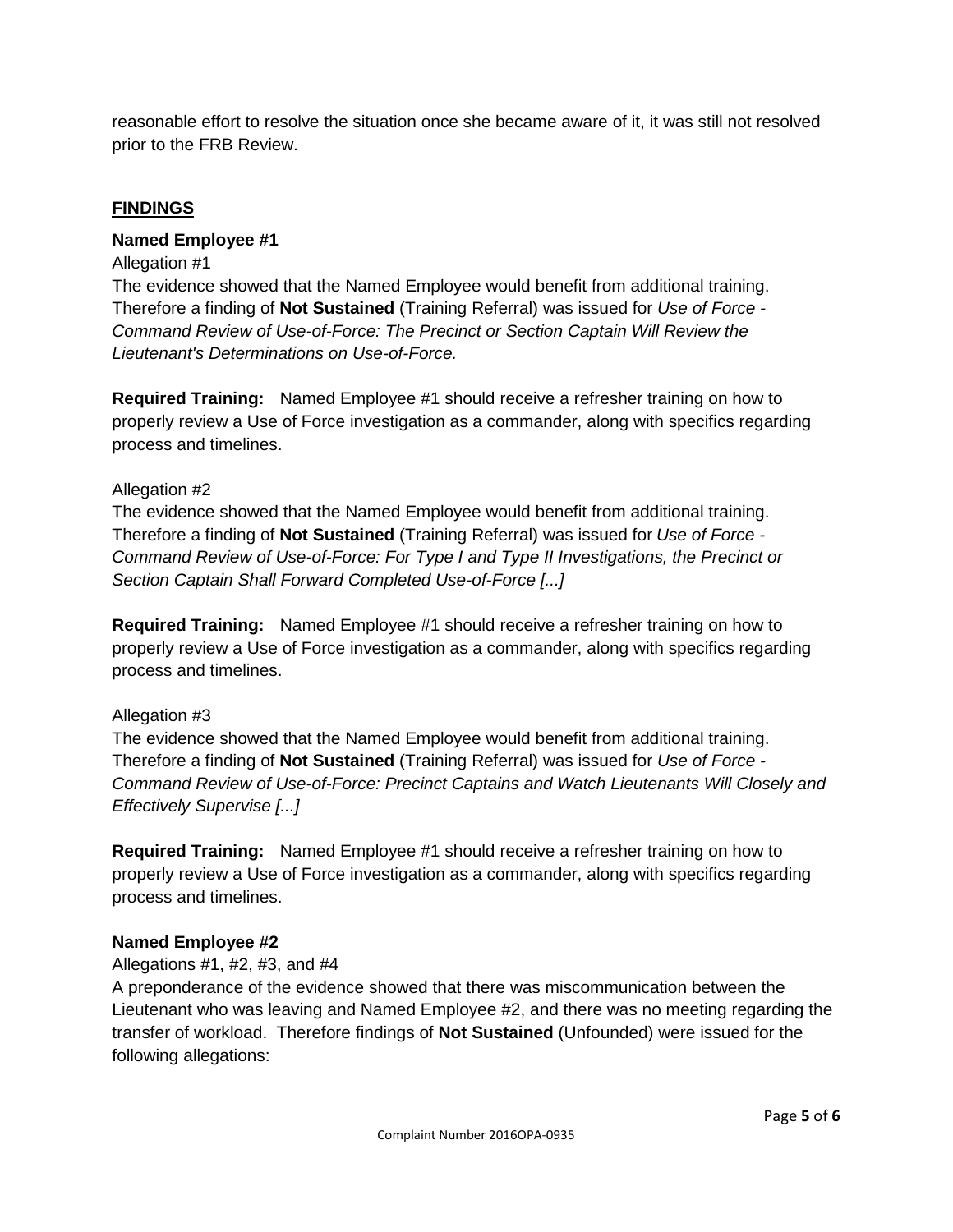reasonable effort to resolve the situation once she became aware of it, it was still not resolved prior to the FRB Review.

## FINDINGS

### Named Employee #1

Allegation #1

The evidence showed that the Named Employee would benefit from additional training. Therefore a finding of **Not Sustained** (Training Referral) was issued for *Use of Force - Command Review of Use-of-Force: The Precinct or Section Captain Will Review the Lieutenant's Determinations on Use-of-Force.*

**Required Training:** Named Employee #1 should receive a refresher training on how to properly review a Use of Force investigation as a commander, along with specifics regarding process and timelines.

Allegation #2

The evidence showed that the Named Employee would benefit from additional training. Therefore a finding of **Not Sustained** (Training Referral) was issued for *Use of Force - Command Review of Use-of-Force: For Type I and Type II Investigations, the Precinct or Section Captain Shall Forward Completed Use-of-Force [...]*

**Required Training:** Named Employee #1 should receive a refresher training on how to properly review a Use of Force investigation as a commander, along with specifics regarding process and timelines.

Allegation #3

The evidence showed that the Named Employee would benefit from additional training. Therefore a finding of **Not Sustained** (Training Referral) was issued for *Use of Force - Command Review of Use-of-Force: Precinct Captains and Watch Lieutenants Will Closely and Effectively Supervise [...]*

**Required Training:** Named Employee #1 should receive a refresher training on how to properly review a Use of Force investigation as a commander, along with specifics regarding process and timelines.

### Named Employee #2

Allegations #1, #2, #3, and #4

A preponderance of the evidence showed that there was miscommunication between the Lieutenant who was leaving and Named Employee #2, and there was no meeting regarding the transfer of workload. Therefore findings of **Not Sustained** (Unfounded) were issued for the following allegations: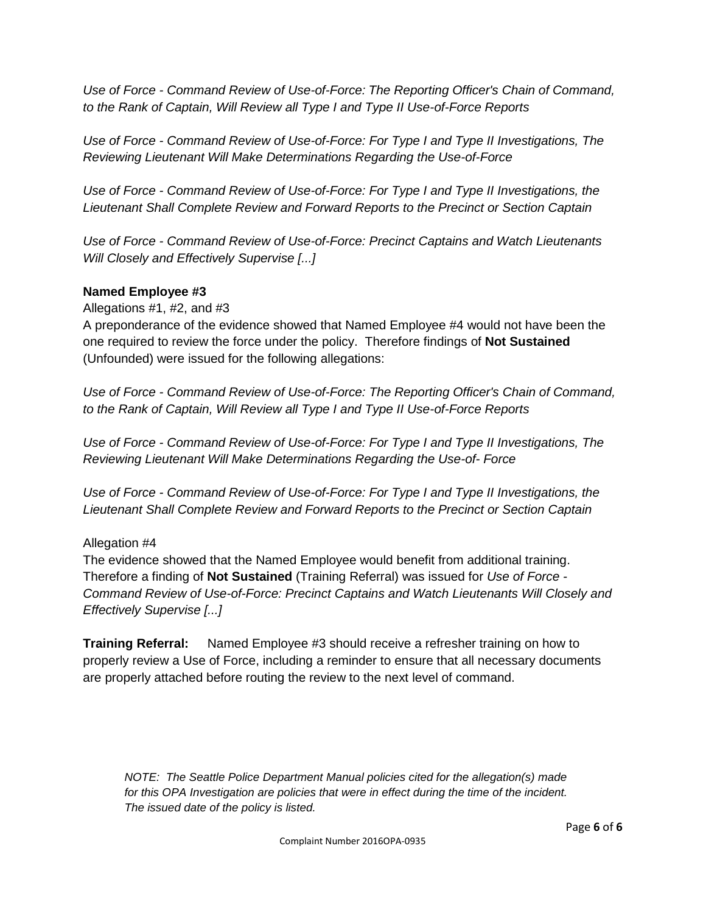*Use of Force - Command Review of Use-of-Force: The Reporting Officer's Chain of Command, to the Rank of Captain, Will Review all Type I and Type II Use-of-Force Reports*

*Use of Force - Command Review of Use-of-Force: For Type I and Type II Investigations, The Reviewing Lieutenant Will Make Determinations Regarding the Use-of-Force*

*Use of Force - Command Review of Use-of-Force: For Type I and Type II Investigations, the Lieutenant Shall Complete Review and Forward Reports to the Precinct or Section Captain*

*Use of Force - Command Review of Use-of-Force: Precinct Captains and Watch Lieutenants Will Closely and Effectively Supervise [...]*

**Named Employee #3**

Allegations #1, #2, and #3

A preponderance of the evidence showed that Named Employee #4 would not have been the one required to review the force under the policy. Therefore findings of **Not Sustained** (Unfounded) were issued for the following allegations:

*Use of Force - Command Review of Use-of-Force: The Reporting Officer's Chain of Command, to the Rank of Captain, Will Review all Type I and Type II Use-of-Force Reports*

*Use of Force - Command Review of Use-of-Force: For Type I and Type II Investigations, The Reviewing Lieutenant Will Make Determinations Regarding the Use-of- Force*

*Use of Force - Command Review of Use-of-Force: For Type I and Type II Investigations, the Lieutenant Shall Complete Review and Forward Reports to the Precinct or Section Captain*

Allegation #4

The evidence showed that the Named Employee would benefit from additional training. Therefore a finding of **Not Sustained** (Training Referral) was issued for *Use of Force - Command Review of Use-of-Force: Precinct Captains and Watch Lieutenants Will Closely and Effectively Supervise [...]*

**Training Referral:** Named Employee #3 should receive a refresher training on how to properly review a Use of Force, including a reminder to ensure that all necessary documents are properly attached before routing the review to the next level of command.

*NOTE: The Seattle Police Department Manual policies cited for the allegation(s) made for this OPA Investigation are policies that were in effect during the time of the incident. The issued date of the policy is listed.*

Complaint Number 2016OPA-0935